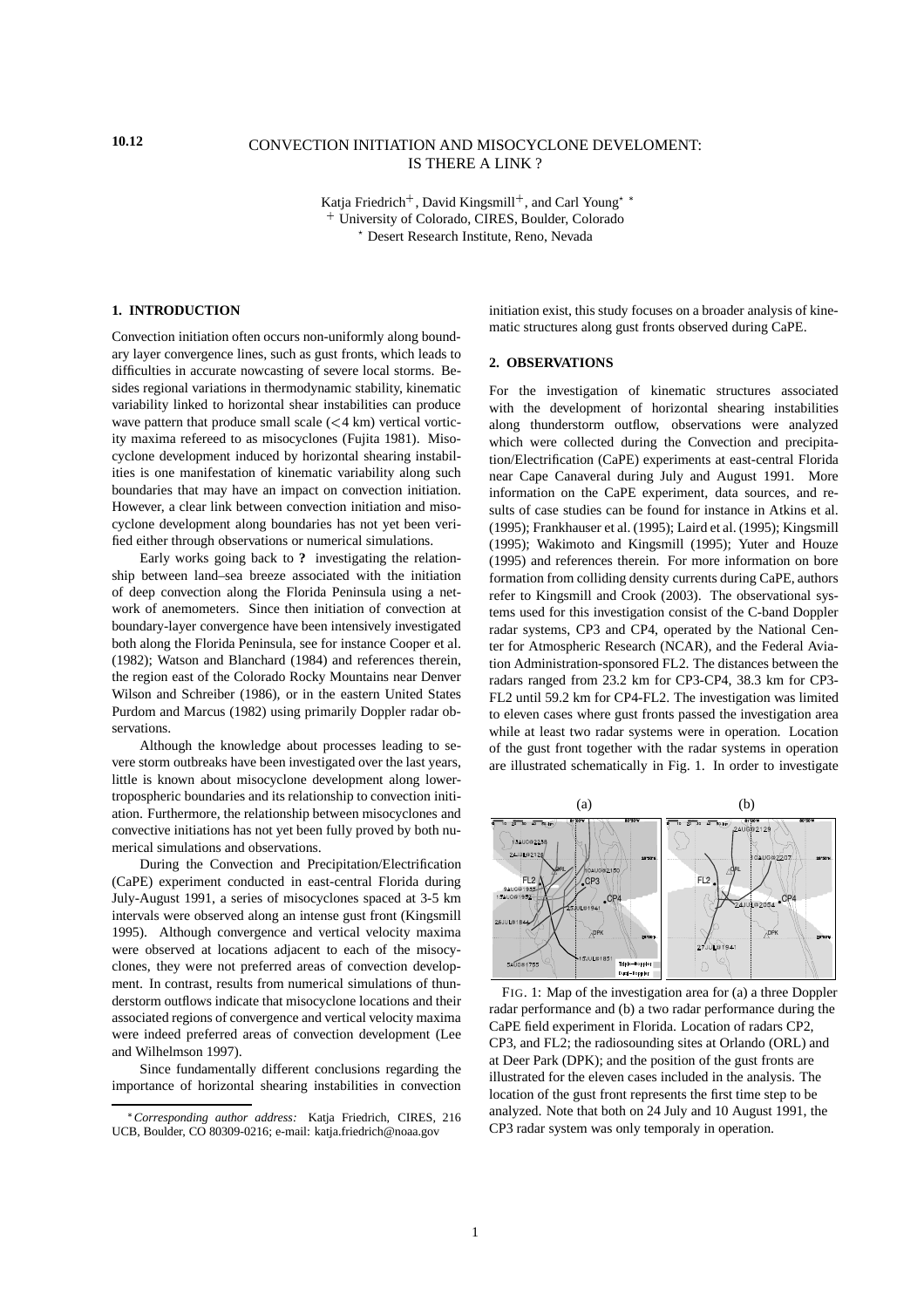10.12

# CONVECTION INITIATION AND MISOCYCLONE DEVELOMENT: IS THERE A LINK ?

Katja Friedrich[+], David Kingsmill[+], and Carl Young[⋆] *

[+] University of Colorado, CIRES, Boulder, Colorado

[⋆] Desert Research Institute, Reno, Nevada

## 1. INTRODUCTION

Convection initiation often occurs non-uniformly along boundary layer convergence lines, such as gust fronts, which leads to difficulties in accurate nowcasting of severe local storms. Besides regional variations in thermodynamic stability, kinematic variability linked to horizontal shear instabilities can produce wave pattern that produce small scale (<4 km) vertical vorticity maxima refereed to as misocyclones (Fujita 1981). Misocyclone development induced by horizontal shearing instabilities is one manifestation of kinematic variability along such boundaries that may have an impact on convection initiation. However, a clear link between convection initiation and misocyclone development along boundaries has not yet been verified either through observations or numerical simulations.

Early works going back to **?** investigating the relationship between land–sea breeze associated with the initiation of deep convection along the Florida Peninsula using a network of anemometers. Since then initiation of convection at boundary-layer convergence have been intensively investigated both along the Florida Peninsula, see for instance Cooper et al. (1982); Watson and Blanchard (1984) and references therein, the region east of the Colorado Rocky Mountains near Denver Wilson and Schreiber (1986), or in the eastern United States Purdom and Marcus (1982) using primarily Doppler radar observations.

Although the knowledge about processes leading to severe storm outbreaks have been investigated over the last years, little is known about misocyclone development along lower-tropospheric boundaries and its relationship to convection initiation. Furthermore, the relationship between misocyclones and convective initiations has not yet been fully proved by both numerical simulations and observations.

During the Convection and Precipitation/Electrification (CaPE) experiment conducted in east-central Florida during July-August 1991, a series of misocyclones spaced at 3-5 km intervals were observed along an intense gust front (Kingsmill 1995). Although convergence and vertical velocity maxima were observed at locations adjacent to each of the misocyclones, they were not preferred areas of convection development. In contrast, results from numerical simulations of thunderstorm outflows indicate that misocyclone locations and their associated regions of convergence and vertical velocity maxima were indeed preferred areas of convection development (Lee and Wilhelmson 1997).

Since fundamentally different conclusions regarding the importance of horizontal shearing instabilities in convection initiation exist, this study focuses on a broader analysis of kinematic structures along gust fronts observed during CaPE.

*Corresponding author address:* Katja Friedrich, CIRES, 216 UCB, Boulder, CO 80309-0216; e-mail: katja.friedrich@noaa.gov

## 2. OBSERVATIONS

For the investigation of kinematic structures associated with the development of horizontal shearing instabilities along thunderstorm outflow, observations were analyzed which were collected during the Convection and precipitation/Electrification (CaPE) experiments at east-central Florida near Cape Canaveral during July and August 1991. More information on the CaPE experiment, data sources, and results of case studies can be found for instance in Atkins et al. (1995); Frankhauser et al. (1995); Laird et al. (1995); Kingsmill (1995); Wakimoto and Kingsmill (1995); Yuter and Houze (1995) and references therein. For more information on bore formation from colliding density currents during CaPE, authors refer to Kingsmill and Crook (2003). The observational systems used for this investigation consist of the C-band Doppler radar systems, CP3 and CP4, operated by the National Center for Atmospheric Research (NCAR), and the Federal Aviation Administration-sponsored FL2. The distances between the radars ranged from 23.2 km for CP3-CP4, 38.3 km for CP3-FL2 until 59.2 km for CP4-FL2. The investigation was limited to eleven cases where gust fronts passed the investigation area while at least two radar systems were in operation. Location of the gust front together with the radar systems in operation are illustrated schematically in Fig. 1. In order to investigate

FIG. 1: Map of the investigation area for (a) a three Doppler radar performance and (b) a two radar performance during the CaPE field experiment in Florida. Location of radars CP2, CP3, and FL2; the radiosounding sites at Orlando (ORL) and at Deer Park (DPK); and the position of the gust fronts are illustrated for the eleven cases included in the analysis. The location of the gust front represents the first time step to be analyzed. Note that both on 24 July and 10 August 1991, the CP3 radar system was only temporaly in operation.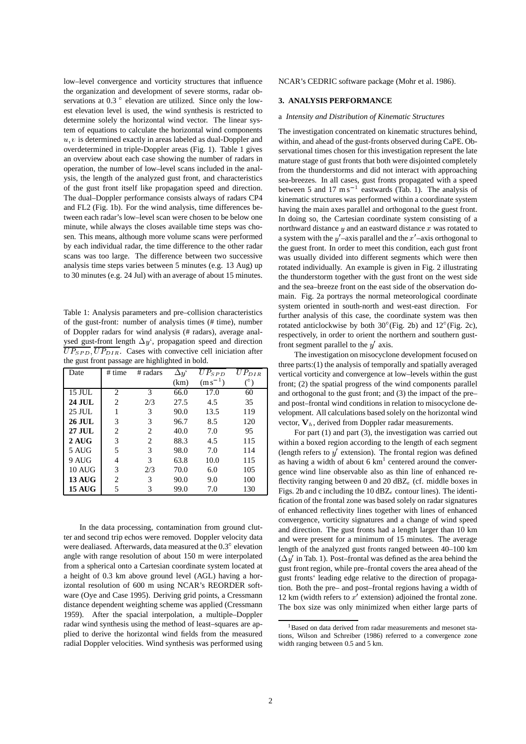low–level convergence and vorticity structures that influence the organization and development of severe storms, radar observations at 0.3 ° elevation are utilized. Since only the lowest elevation level is used, the wind synthesis is restricted to determine solely the horizontal wind vector. The linear system of equations to calculate the horizontal wind components $u, v$ is determined exactly in areas labeled as dual-Doppler and overdetermined in triple-Doppler areas (Fig. 1). Table 1 gives an overview about each case showing the number of radars in operation, the number of low–level scans included in the analysis, the length of the analyzed gust front, and characteristics of the gust front itself like propagation speed and direction. The dual–Doppler performance consists always of radars CP4 and FL2 (Fig. 1b). For the wind analysis, time differences between each radar's low–level scan were chosen to be below one minute, while always the closes available time steps was chosen. This means, although more volume scans were performed by each individual radar, the time difference to the other radar scans was too large. The difference between two successive analysis time steps varies between 5 minutes (e.g. 13 Aug) up to 30 minutes (e.g. 24 Jul) with an average of about 15 minutes.

Table 1: Analysis parameters and pre–collision characteristics of the gust-front: number of analysis times (# time), number of Doppler radars for wind analysis (# radars), average analysed gust-front length $\Delta y'$, propagation speed and direction $\overline{UP_{SPD}}, \overline{UP_{DIR}}$. Cases with convective cell iniciation after the gust front passage are highlighted in bold.

| Date | # time | # radars | $\Delta y'$ (km) | $\overline{UP_{SPD}}$ ($\mathrm{m\,s^{-1}}$) | $\overline{UP_{DIR}}$ (°) |
|---|---|---|---|---|---|
| 15 JUL | 2 | 3 | 66.0 | 17.0 | 60 |
| **24 JUL** | 2 | 2/3 | 27.5 | 4.5 | 35 |
| 25 JUL | 1 | 3 | 90.0 | 13.5 | 119 |
| **26 JUL** | 3 | 3 | 96.7 | 8.5 | 120 |
| **27 JUL** | 2 | 2 | 40.0 | 7.0 | 95 |
| **2 AUG** | 3 | 2 | 88.3 | 4.5 | 115 |
| 5 AUG | 5 | 3 | 98.0 | 7.0 | 114 |
| 9 AUG | 4 | 3 | 63.8 | 10.0 | 115 |
| 10 AUG | 3 | 2/3 | 70.0 | 6.0 | 105 |
| **13 AUG** | 2 | 3 | 90.0 | 9.0 | 100 |
| **15 AUG** | 5 | 3 | 99.0 | 7.0 | 130 |

In the data processing, contamination from ground clutter and second trip echos were removed. Doppler velocity data were dealiased. Afterwards, data measured at the 0.3° elevation angle with range resolution of about 150 m were interpolated from a spherical onto a Cartesian coordinate system located at a height of 0.3 km above ground level (AGL) having a horizontal resolution of 600 m using NCAR's REORDER software (Oye and Case 1995). Deriving grid points, a Cressmann distance dependent weighting scheme was applied (Cressmann 1959). After the spacial interpolation, a multiple–Doppler radar wind synthesis using the method of least–squares are applied to derive the horizontal wind fields from the measured radial Doppler velocities. Wind synthesis was performed using NCAR's CEDRIC software package (Mohr et al. 1986).

## 3. ANALYSIS PERFORMANCE

### a *Intensity and Distribution of Kinematic Structures*

The investigation concentrated on kinematic structures behind, within, and ahead of the gust-fronts observed during CaPE. Observational times chosen for this investigation represent the late mature stage of gust fronts that both were disjointed completely from the thunderstorms and did not interact with approaching sea-breezes. In all cases, gust fronts propagated with a speed between 5 and 17 $\mathrm{m\,s^{-1}}$ eastwards (Tab. 1). The analysis of kinematic structures was performed within a coordinate system having the main axes parallel and orthogonal to the guest front. In doing so, the Cartesian coordinate system consisting of a northward distance $y$ and an eastward distance $x$ was rotated to a system with the $y'$–axis parallel and the $x'$–axis orthogonal to the guest front. In order to meet this condition, each gust front was usually divided into different segments which were then rotated individually. An example is given in Fig. 2 illustrating the thunderstorm together with the gust front on the west side and the sea–breeze front on the east side of the observation domain. Fig. 2a portrays the normal meteorological coordinate system oriented in south-north and west-east direction. For further analysis of this case, the coordinate system was then rotated anticlockwise by both 30°(Fig. 2b) and 12°(Fig. 2c), respectively, in order to orient the northern and southern gust-front segment parallel to the $y'$ axis.

The investigation on misocyclone development focused on three parts:(1) the analysis of temporally and spatially averaged vertical vorticity and convergence at low–levels within the gust front; (2) the spatial progress of the wind components parallel and orthogonal to the gust front; and (3) the impact of the pre– and post–frontal wind conditions in relation to misocyclone development. All calculations based solely on the horizontal wind vector, $\mathbf{V}_h$, derived from Doppler radar measurements.

For part (1) and part (3), the investigation was carried out within a boxed region according to the length of each segment (length refers to $y'$ extension). The frontal region was defined as having a width of about 6 km[1] centered around the convergence wind line observable also as thin line of enhanced reflectivity ranging between 0 and 20 dBZ$_e$ (cf. middle boxes in Figs. 2b and c including the 10 dBZ$_e$ contour lines). The identification of the frontal zone was based solely on radar signatures of enhanced reflectivity lines together with lines of enhanced convergence, vorticity signatures and a change of wind speed and direction. The gust fronts had a length larger than 10 km and were present for a minimum of 15 minutes. The average length of the analyzed gust fronts ranged between 40–100 km ($\Delta y'$ in Tab. 1). Post–frontal was defined as the area behind the gust front region, while pre–frontal covers the area ahead of the gust fronts' leading edge relative to the direction of propagation. Both the pre– and post–frontal regions having a width of 12 km (width refers to $x'$ extension) adjoined the frontal zone. The box size was only minimized when either large parts of

[1] Based on data derived from radar measurements and mesonet stations, Wilson and Schreiber (1986) referred to a convergence zone width ranging between 0.5 and 5 km.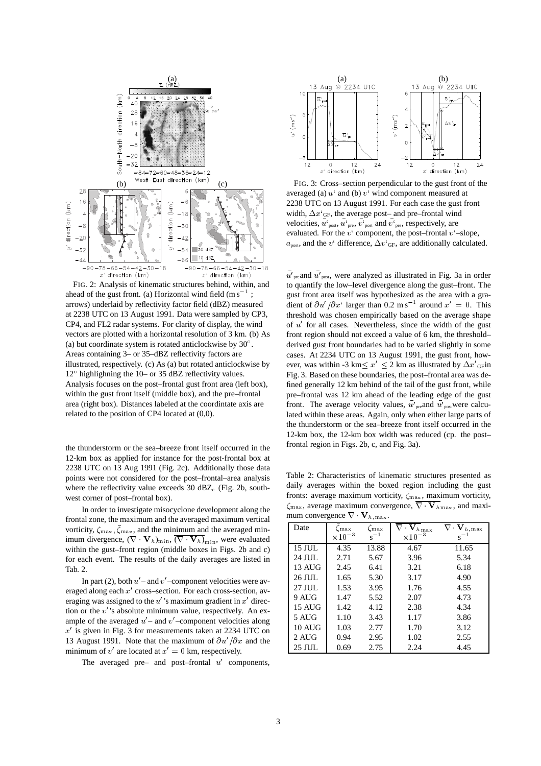FIG. 2: Analysis of kinematic structures behind, within, and ahead of the gust front. (a) Horizontal wind field ($\mathrm{m\,s^{-1}}$; arrows) underlaid by reflectivity factor field (dBZ) measured at 2238 UTC on 13 August 1991. Data were sampled by CP3, CP4, and FL2 radar systems. For clarity of display, the wind vectors are plotted with a horizontal resolution of 3 km. (b) As (a) but coordinate system is rotated anticlockwise by 30°. Areas containing 3– or 35–dBZ reflectivity factors are illustrated, respectively. (c) As (a) but rotated anticlockwise by 12° highlighning the 10– or 35 dBZ reflectivity values. Analysis focuses on the post–frontal gust front area (left box), within the gust front itself (middle box), and the pre–frontal area (right box). Distances labeled at the coordintate axis are related to the position of CP4 located at (0,0).

the thunderstorm or the sea–breeze front itself occurred in the 12-km box as applied for instance for the post-frontal box at 2238 UTC on 13 Aug 1991 (Fig. 2c). Additionally those data points were not considered for the post–frontal–area analysis where the reflectivity value exceeds 30 $\mathrm{dBZ}_e$ (Fig. 2b, southwest corner of post–frontal box).

In order to investigate misocyclone development along the frontal zone, the maximum and the averaged maximum vertical vorticity, $\zeta_{\max}, \bar{\zeta}_{\max}$, and the minimum and the averaged minimum divergence, $(\nabla \cdot \mathbf{V}_h)_{\min}$, $\overline{(\nabla \cdot \mathbf{V}_h)}_{\min}$, were evaluated within the gust–front region (middle boxes in Figs. 2b and c) for each event. The results of the daily averages are listed in Tab. 2.

In part (2), both $u'$– and $v'$–component velocities were averaged along each $x'$ cross–section. For each cross-section, averaging was assigned to the $u'$'s maximum gradient in $x'$ direction or the $v'$'s absolute minimum value, respectively. An example of the averaged $u'$– and $v'$–component velocities along $x'$ is given in Fig. 3 for measurements taken at 2234 UTC on 13 August 1991. Note that the maximum of $\partial u'/\partial x$ and the minimum of $v'$ are located at $x' = 0$ km, respectively.

The averaged pre– and post–frontal $u'$ components,

FIG. 3: Cross–section perpendicular to the gust front of the averaged (a) $u'$ and (b) $v'$ wind component measured at 2238 UTC on 13 August 1991. For each case the gust front width, $\Delta x'_{\mathrm{GF}}$, the average post– and pre–frontal wind velocities, $\bar{u}'_{\mathrm{post}}$, $\bar{u}'_{\mathrm{pre}}$, $\bar{v}'_{\mathrm{post}}$ and $\bar{v}'_{\mathrm{pre}}$, respectively, are evaluated. For the $v'$ component, the post–frontal $v'$–slope, $a_{\mathrm{post}}$, and the $v'$ difference, $\Delta v'_{\mathrm{GF}}$, are additionally calculated.

$\bar{u}'_{\mathrm{pre}}$ and $\bar{u}'_{\mathrm{post}}$, were analyzed as illustrated in Fig. 3a in order to quantify the low–level divergence along the gust–front. The gust front area itself was hypothesized as the area with a gradient of $\partial u'/\partial x'$ larger than 0.2 $\mathrm{m\,s^{-1}}$ around $x' = 0$. This threshold was chosen empirically based on the average shape of $u'$ for all cases. Nevertheless, since the width of the gust front region should not exceed a value of 6 km, the threshold–derived gust front boundaries had to be varied slightly in some cases. At 2234 UTC on 13 August 1991, the gust front, however, was within -3 km$\leq x' \leq 2$ km as illustrated by $\Delta x'_{\mathrm{GF}}$in Fig. 3. Based on these boundaries, the post–frontal area was defined generally 12 km behind of the tail of the gust front, while pre–frontal was 12 km ahead of the leading edge of the gust front. The average velocity values, $\bar{u}'_{\mathrm{pre}}$and $\bar{u}'_{\mathrm{post}}$were calculated within these areas. Again, only when either large parts of the thunderstorm or the sea–breeze front itself occurred in the 12-km box, the 12-km box width was reduced (cp. the post–frontal region in Figs. 2b, c, and Fig. 3a).

Table 2: Characteristics of kinematic structures presented as daily averages within the boxed region including the gust fronts: average maximum vorticity, $\bar{\zeta}_{\max}$, maximum vorticity, $\zeta_{\max}$, average maximum convergence, $\overline{\nabla \cdot \mathbf{V}}_{h\max}$, and maximum convergence $\nabla \cdot \mathbf{V}_{h,\max}$.

| Date | $\bar{\zeta}_{\max}$ $\times 10^{-3}$ | $\zeta_{\max}$ $\mathrm{s^{-1}}$ | $\overline{\nabla \cdot \mathbf{V}}_{h\max}$ $\times 10^{-3}$ | $\nabla \cdot \mathbf{V}_{h,\max}$ $\mathrm{s^{-1}}$ |
|---|---|---|---|---|
| 15 JUL | 4.35 | 13.88 | 4.67 | 11.65 |
| 24 JUL | 2.71 | 5.67 | 3.96 | 5.34 |
| 13 AUG | 2.45 | 6.41 | 3.21 | 6.18 |
| 26 JUL | 1.65 | 5.30 | 3.17 | 4.90 |
| 27 JUL | 1.53 | 3.95 | 1.76 | 4.55 |
| 9 AUG | 1.47 | 5.52 | 2.07 | 4.73 |
| 15 AUG | 1.42 | 4.12 | 2.38 | 4.34 |
| 5 AUG | 1.10 | 3.43 | 1.17 | 3.86 |
| 10 AUG | 1.03 | 2.77 | 1.70 | 3.12 |
| 2 AUG | 0.94 | 2.95 | 1.02 | 2.55 |
| 25 JUL | 0.69 | 2.75 | 2.24 | 4.45 |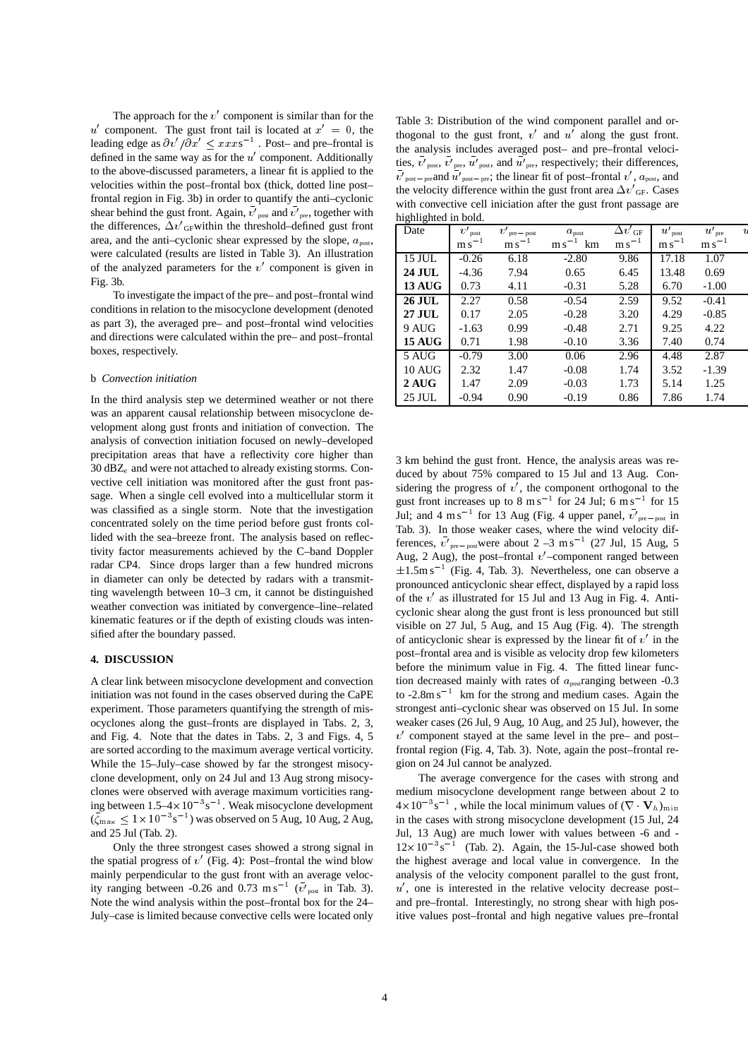The approach for the $v'$ component is similar than for the $u'$ component. The gust front tail is located at $x' = 0$, the leading edge as $\partial v'/\partial x' \leq xxx\mathrm{s}^{-1}$ . Post– and pre–frontal is defined in the same way as for the $u'$ component. Additionally to the above-discussed parameters, a linear fit is applied to the velocities within the post–frontal box (thick, dotted line post–frontal region in Fig. 3b) in order to quantify the anti–cyclonic shear behind the gust front. Again, $\bar{v'}_{\rm post}$ and $\bar{v'}_{\rm pre}$, together with the differences, $\Delta v'_{\rm GF}$within the threshold–defined gust front area, and the anti–cyclonic shear expressed by the slope, $a_{\rm post}$, were calculated (results are listed in Table 3). An illustration of the analyzed parameters for the $v'$ component is given in Fig. 3b.

To investigate the impact of the pre– and post–frontal wind conditions in relation to the misocyclone development (denoted as part 3), the averaged pre– and post–frontal wind velocities and directions were calculated within the pre– and post–frontal boxes, respectively.

### b *Convection initiation*

In the third analysis step we determined weather or not there was an apparent causal relationship between misocyclone development along gust fronts and initiation of convection. The analysis of convection initiation focused on newly–developed precipitation areas that have a reflectivity core higher than 30 dBZ$_e$ and were not attached to already existing storms. Convective cell initiation was monitored after the gust front passage. When a single cell evolved into a multicellular storm it was classified as a single storm. Note that the investigation concentrated solely on the time period before gust fronts collided with the sea–breeze front. The analysis based on reflectivity factor measurements achieved by the C–band Doppler radar CP4. Since drops larger than a few hundred microns in diameter can only be detected by radars with a transmitting wavelength between 10–3 cm, it cannot be distinguished weather convection was initiated by convergence–line–related kinematic features or if the depth of existing clouds was intensified after the boundary passed.

## 4. DISCUSSION

A clear link between misocyclone development and convection initiation was not found in the cases observed during the CaPE experiment. Those parameters quantifying the strength of misocyclones along the gust–fronts are displayed in Tabs. 2, 3, and Fig. 4. Note that the dates in Tabs. 2, 3 and Figs. 4, 5 are sorted according to the maximum average vertical vorticity. While the 15–July–case showed by far the strongest misocyclone development, only on 24 Jul and 13 Aug strong misocyclones were observed with average maximum vorticities ranging between 1.5–4$\times 10^{-3}\mathrm{s}^{-1}$. Weak misocyclone development ($\bar{\zeta}_{\max} \leq 1\times 10^{-3}\mathrm{s}^{-1}$) was observed on 5 Aug, 10 Aug, 2 Aug, and 25 Jul (Tab. 2).

Only the three strongest cases showed a strong signal in the spatial progress of $v'$ (Fig. 4): Post–frontal the wind blow mainly perpendicular to the gust front with an average velocity ranging between -0.26 and 0.73 $\mathrm{m\,s}^{-1}$ ($\bar{v'}_{\rm post}$ in Tab. 3). Note the wind analysis within the post–frontal box for the 24–July–case is limited because convective cells were located only 3 km behind the gust front. Hence, the analysis areas was reduced by about 75% compared to 15 Jul and 13 Aug. Considering the progress of $v'$, the component orthogonal to the gust front increases up to 8 $\mathrm{m\,s}^{-1}$ for 24 Jul; 6 $\mathrm{m\,s}^{-1}$ for 15 Jul; and 4 $\mathrm{m\,s}^{-1}$ for 13 Aug (Fig. 4 upper panel, $\bar{v'}_{\rm pre-post}$ in Tab. 3). In those weaker cases, where the wind velocity differences, $\bar{v'}_{\rm pre-post}$were about 2 –3 $\mathrm{m\,s}^{-1}$ (27 Jul, 15 Aug, 5 Aug, 2 Aug), the post–frontal $v'$–component ranged between $\pm 1.5\mathrm{m\,s}^{-1}$ (Fig. 4, Tab. 3). Nevertheless, one can observe a pronounced anticyclonic shear effect, displayed by a rapid loss of the $v'$ as illustrated for 15 Jul and 13 Aug in Fig. 4. Anticyclonic shear along the gust front is less pronounced but still visible on 27 Jul, 5 Aug, and 15 Aug (Fig. 4). The strength of anticyclonic shear is expressed by the linear fit of $v'$ in the post–frontal area and is visible as velocity drop few kilometers before the minimum value in Fig. 4. The fitted linear function decreased mainly with rates of $a_{\rm post}$ranging between -0.3 to -2.8$\mathrm{m\,s}^{-1}$ km for the strong and medium cases. Again the strongest anti–cyclonic shear was observed on 15 Jul. In some weaker cases (26 Jul, 9 Aug, 10 Aug, and 25 Jul), however, the $v'$ component stayed at the same level in the pre– and post–frontal region (Fig. 4, Tab. 3). Note, again the post–frontal region on 24 Jul cannot be analyzed.

The average convergence for the cases with strong and medium misocyclone development range between about 2 to 4$\times 10^{-3}\mathrm{s}^{-1}$ , while the local minimum values of $(\nabla \cdot \mathbf{V}_h)_{\min}$ in the cases with strong misocyclone development (15 Jul, 24 Jul, 13 Aug) are much lower with values between -6 and -12$\times 10^{-3}\mathrm{s}^{-1}$ (Tab. 2). Again, the 15-Jul-case showed both the highest average and local value in convergence. In the analysis of the velocity component parallel to the gust front, $u'$, one is interested in the relative velocity decrease post– and pre–frontal. Interestingly, no strong shear with high positive values post–frontal and high negative values pre–frontal

Table 3: Distribution of the wind component parallel and orthogonal to the gust front, $v'$ and $u'$ along the gust front. the analysis includes averaged post– and pre–frontal velocities, $\bar{v'}_{\rm post}$, $\bar{v'}_{\rm pre}$, $\bar{u'}_{\rm post}$, and $\bar{u'}_{\rm pre}$, respectively; their differences, $\bar{v'}_{\rm post-pre}$and $\bar{u'}_{\rm post-pre}$; the linear fit of post–frontal $v'$, $a_{\rm post}$, and the velocity difference within the gust front area $\Delta v'_{\rm GF}$. Cases with convective cell iniciation after the gust front passage are highlighted in bold.

| Date | $v'_{\rm post}$ $\mathrm{m\,s}^{-1}$ | $v'_{\rm pre-post}$ $\mathrm{m\,s}^{-1}$ | $a_{\rm post}$ $\mathrm{m\,s}^{-1}$ km | $\Delta v'_{\rm GF}$ $\mathrm{m\,s}^{-1}$ | $u'_{\rm post}$ $\mathrm{m\,s}^{-1}$ | $u'_{\rm pre}$ $\mathrm{m\,s}^{-1}$ |
|---|---|---|---|---|---|---|
| 15 JUL | -0.26 | 6.18 | -2.80 | 9.86 | 17.18 | 1.07 |
| **24 JUL** | -4.36 | 7.94 | 0.65 | 6.45 | 13.48 | 0.69 |
| **13 AUG** | 0.73 | 4.11 | -0.31 | 5.28 | 6.70 | -1.00 |
| **26 JUL** | 2.27 | 0.58 | -0.54 | 2.59 | 9.52 | -0.41 |
| **27 JUL** | 0.17 | 2.05 | -0.28 | 3.20 | 4.29 | -0.85 |
| 9 AUG | -1.63 | 0.99 | -0.48 | 2.71 | 9.25 | 4.22 |
| **15 AUG** | 0.71 | 1.98 | -0.10 | 3.36 | 7.40 | 0.74 |
| 5 AUG | -0.79 | 3.00 | 0.06 | 2.96 | 4.48 | 2.87 |
| 10 AUG | 2.32 | 1.47 | -0.08 | 1.74 | 3.52 | -1.39 |
| **2 AUG** | 1.47 | 2.09 | -0.03 | 1.73 | 5.14 | 1.25 |
| 25 JUL | -0.94 | 0.90 | -0.19 | 0.86 | 7.86 | 1.74 |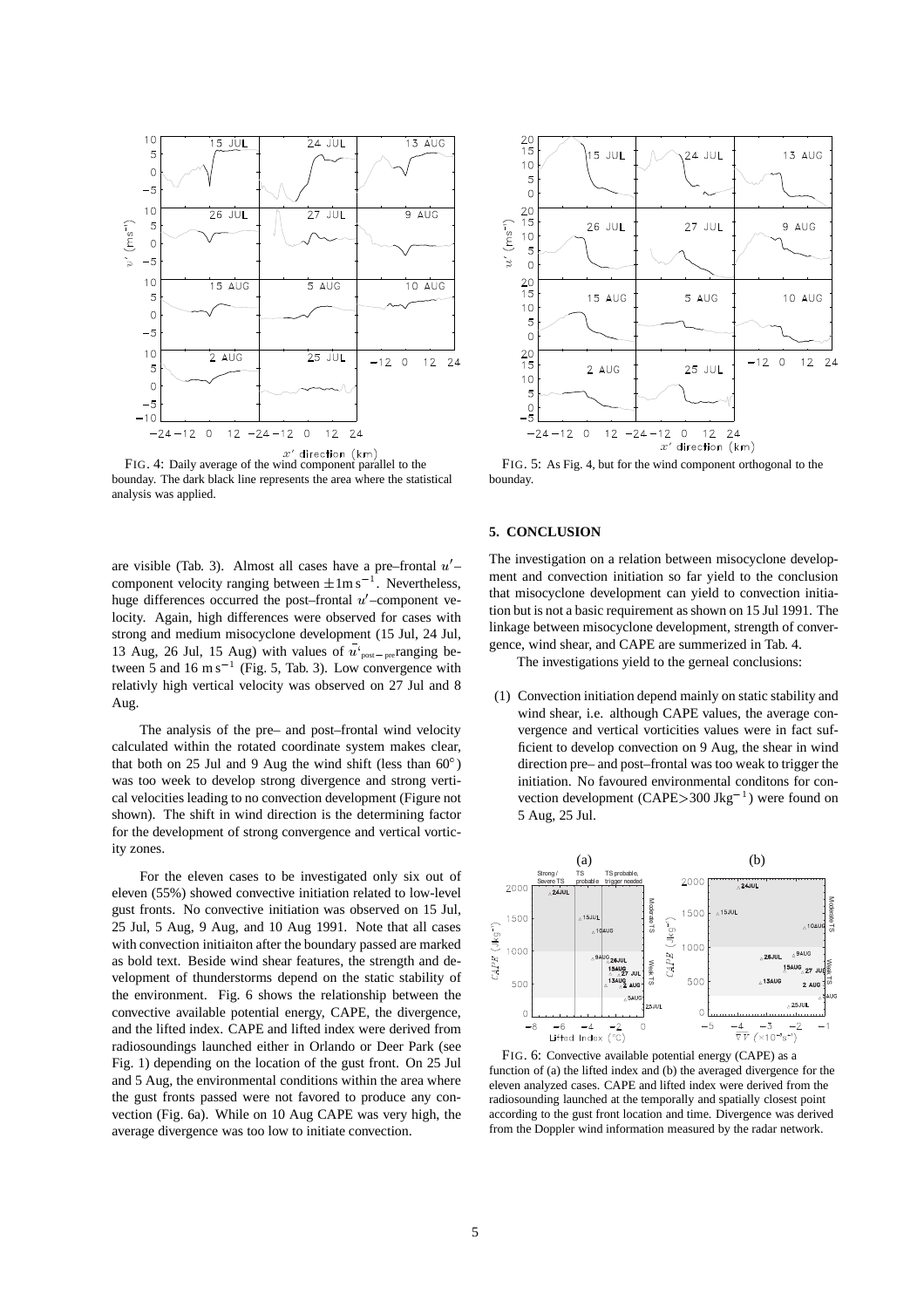FIG. 4: Daily average of the wind component parallel to the bounday. The dark black line represents the area where the statistical analysis was applied.

FIG. 5: As Fig. 4, but for the wind component orthogonal to the bounday.

are visible (Tab. 3). Almost all cases have a pre–frontal $u'$–component velocity ranging between $\pm 1\,\mathrm{m\,s^{-1}}$. Nevertheless, huge differences occurred the post–frontal $u'$–component velocity. Again, high differences were observed for cases with strong and medium misocyclone development (15 Jul, 24 Jul, 13 Aug, 26 Jul, 15 Aug) with values of $\bar{u}'_{\mathrm{post-pre}}$ ranging between 5 and 16 $\mathrm{m\,s^{-1}}$ (Fig. 5, Tab. 3). Low convergence with relativly high vertical velocity was observed on 27 Jul and 8 Aug.

The analysis of the pre– and post–frontal wind velocity calculated within the rotated coordinate system makes clear, that both on 25 Jul and 9 Aug the wind shift (less than 60°) was too week to develop strong divergence and strong vertical velocities leading to no convection development (Figure not shown). The shift in wind direction is the determining factor for the development of strong convergence and vertical vorticity zones.

For the eleven cases to be investigated only six out of eleven (55%) showed convective initiation related to low-level gust fronts. No convective initiation was observed on 15 Jul, 25 Jul, 5 Aug, 9 Aug, and 10 Aug 1991. Note that all cases with convection initiaiton after the boundary passed are marked as bold text. Beside wind shear features, the strength and development of thunderstorms depend on the static stability of the environment. Fig. 6 shows the relationship between the convective available potential energy, CAPE, the divergence, and the lifted index. CAPE and lifted index were derived from radiosoundings launched either in Orlando or Deer Park (see Fig. 1) depending on the location of the gust front. On 25 Jul and 5 Aug, the environmental conditions within the area where the gust fronts passed were not favored to produce any convection (Fig. 6a). While on 10 Aug CAPE was very high, the average divergence was too low to initiate convection.

## 5. CONCLUSION

The investigation on a relation between misocyclone development and convection initiation so far yield to the conclusion that misocyclone development can yield to convection initiation but is not a basic requirement as shown on 15 Jul 1991. The linkage between misocyclone development, strength of convergence, wind shear, and CAPE are summerized in Tab. 4.

The investigations yield to the gerneal conclusions:

(1) Convection initiation depend mainly on static stability and wind shear, i.e. although CAPE values, the average convergence and vertical vorticities values were in fact sufficient to develop convection on 9 Aug, the shear in wind direction pre– and post–frontal was too weak to trigger the initiation. No favoured environmental conditons for convection development (CAPE>300 $\mathrm{Jkg^{-1}}$) were found on 5 Aug, 25 Jul.

FIG. 6: Convective available potential energy (CAPE) as a function of (a) the lifted index and (b) the averaged divergence for the eleven analyzed cases. CAPE and lifted index were derived from the radiosounding launched at the temporally and spatially closest point according to the gust front location and time. Divergence was derived from the Doppler wind information measured by the radar network.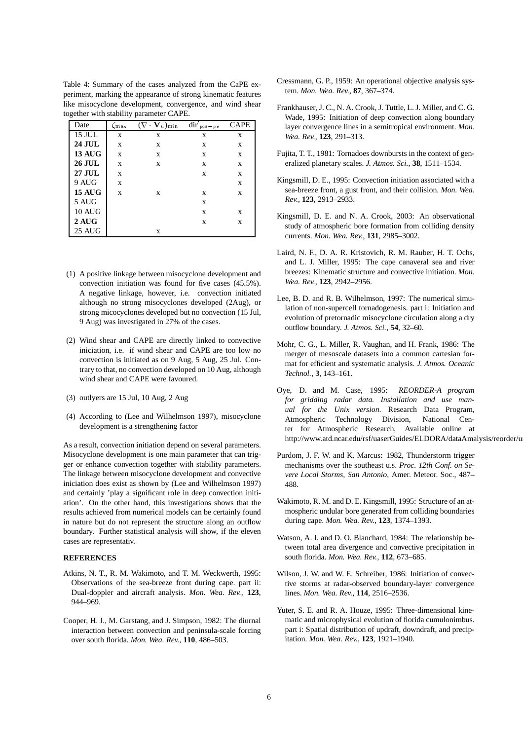Table 4: Summary of the cases analyzed from the CaPE experiment, marking the appearance of strong kinematic features like misocyclone development, convergence, and wind shear together with stability parameter CAPE.

| Date | $\zeta_{max}$ | $(\nabla \cdot \mathbf{V}_h)_{min}$ | $dir'_{post-pre}$ | CAPE |
|---|---|---|---|---|
| 15 JUL | x | x | x | x |
| **24 JUL** | x | x | x | x |
| **13 AUG** | x | x | x | x |
| **26 JUL** | x | x | x | x |
| **27 JUL** | x | | x | x |
| 9 AUG | x | | | x |
| **15 AUG** | x | x | x | x |
| 5 AUG | | | x | |
| 10 AUG | | | x | x |
| **2 AUG** | | | x | x |
| 25 AUG | | x | | |

(1) A positive linkage between misocyclone development and convection initiation was found for five cases (45.5%). A negative linkage, however, i.e. convection initiated although no strong misocyclones developed (2Aug), or strong micocyclones developed but no convection (15 Jul, 9 Aug) was investigated in 27% of the cases.

(2) Wind shear and CAPE are directly linked to convective iniciation, i.e. if wind shear and CAPE are too low no convection is initiated as on 9 Aug, 5 Aug, 25 Jul. Contrary to that, no convection developed on 10 Aug, although wind shear and CAPE were favoured.

(3) outlyers are 15 Jul, 10 Aug, 2 Aug

(4) According to (Lee and Wilhelmson 1997), misocyclone development is a strengthening factor

As a result, convection initiation depend on several parameters. Misocyclone development is one main parameter that can trigger or enhance convection together with stability parameters. The linkage between misocyclone development and convective iniciation does exist as shown by (Lee and Wilhelmson 1997) and certainly 'play a significant role in deep convection initiation'. On the other hand, this investigations shows that the results achieved from numerical models can be certainly found in nature but do not represent the structure along an outflow boundary. Further statistical analysis will show, if the eleven cases are representativ.

**REFERENCES**

Atkins, N. T., R. M. Wakimoto, and T. M. Weckwerth, 1995: Observations of the sea-breeze front during cape. part ii: Dual-doppler and aircraft analysis. *Mon. Wea. Rev.*, **123**, 944–969.

Cooper, H. J., M. Garstang, and J. Simpson, 1982: The diurnal interaction between convection and peninsula-scale forcing over south florida. *Mon. Wea. Rev.*, **110**, 486–503.

Cressmann, G. P., 1959: An operational objective analysis system. *Mon. Wea. Rev.*, **87**, 367–374.

Frankhauser, J. C., N. A. Crook, J. Tuttle, L. J. Miller, and C. G. Wade, 1995: Initiation of deep convection along boundary layer convergence lines in a semitropical environment. *Mon. Wea. Rev.*, **123**, 291–313.

Fujita, T. T., 1981: Tornadoes downbursts in the context of generalized planetary scales. *J. Atmos. Sci.*, **38**, 1511–1534.

Kingsmill, D. E., 1995: Convection initiation associated with a sea-breeze front, a gust front, and their collision. *Mon. Wea. Rev.*, **123**, 2913–2933.

Kingsmill, D. E. and N. A. Crook, 2003: An observational study of atmospheric bore formation from colliding density currents. *Mon. Wea. Rev.*, **131**, 2985–3002.

Laird, N. F., D. A. R. Kristovich, R. M. Rauber, H. T. Ochs, and L. J. Miller, 1995: The cape canaveral sea and river breezes: Kinematic structure and convective initiation. *Mon. Wea. Rev.*, **123**, 2942–2956.

Lee, B. D. and R. B. Wilhelmson, 1997: The numerical simulation of non-supercell tornadogenesis. part i: Initiation and evolution of pretornadic misocyclone circulation along a dry outflow boundary. *J. Atmos. Sci.*, **54**, 32–60.

Mohr, C. G., L. Miller, R. Vaughan, and H. Frank, 1986: The merger of mesoscale datasets into a common cartesian format for efficient and systematic analysis. *J. Atmos. Oceanic Technol.*, **3**, 143–161.

Oye, D. and M. Case, 1995: *REORDER-A program for gridding radar data. Installation and use manual for the Unix version*. Research Data Program, Atmospheric Technology Division, National Center for Atmospheric Research, Available online at http://www.atd.ncar.edu/rsf/uaserGuides/ELDORA/dataAmalysis/reorder/u

Purdom, J. F. W. and K. Marcus: 1982, Thunderstorm trigger mechanisms over the southeast u.s. *Proc. 12th Conf. on Severe Local Storms, San Antonio*, Amer. Meteor. Soc., 487–488.

Wakimoto, R. M. and D. E. Kingsmill, 1995: Structure of an atmospheric undular bore generated from colliding boundaries during cape. *Mon. Wea. Rev.*, **123**, 1374–1393.

Watson, A. I. and D. O. Blanchard, 1984: The relationship between total area divergence and convective precipitation in south florida. *Mon. Wea. Rev.*, **112**, 673–685.

Wilson, J. W. and W. E. Schreiber, 1986: Initiation of convective storms at radar-observed boundary-layer convergence lines. *Mon. Wea. Rev.*, **114**, 2516–2536.

Yuter, S. E. and R. A. Houze, 1995: Three-dimensional kinematic and microphysical evolution of florida cumulonimbus. part i: Spatial distribution of updraft, downdraft, and precipitation. *Mon. Wea. Rev.*, **123**, 1921–1940.